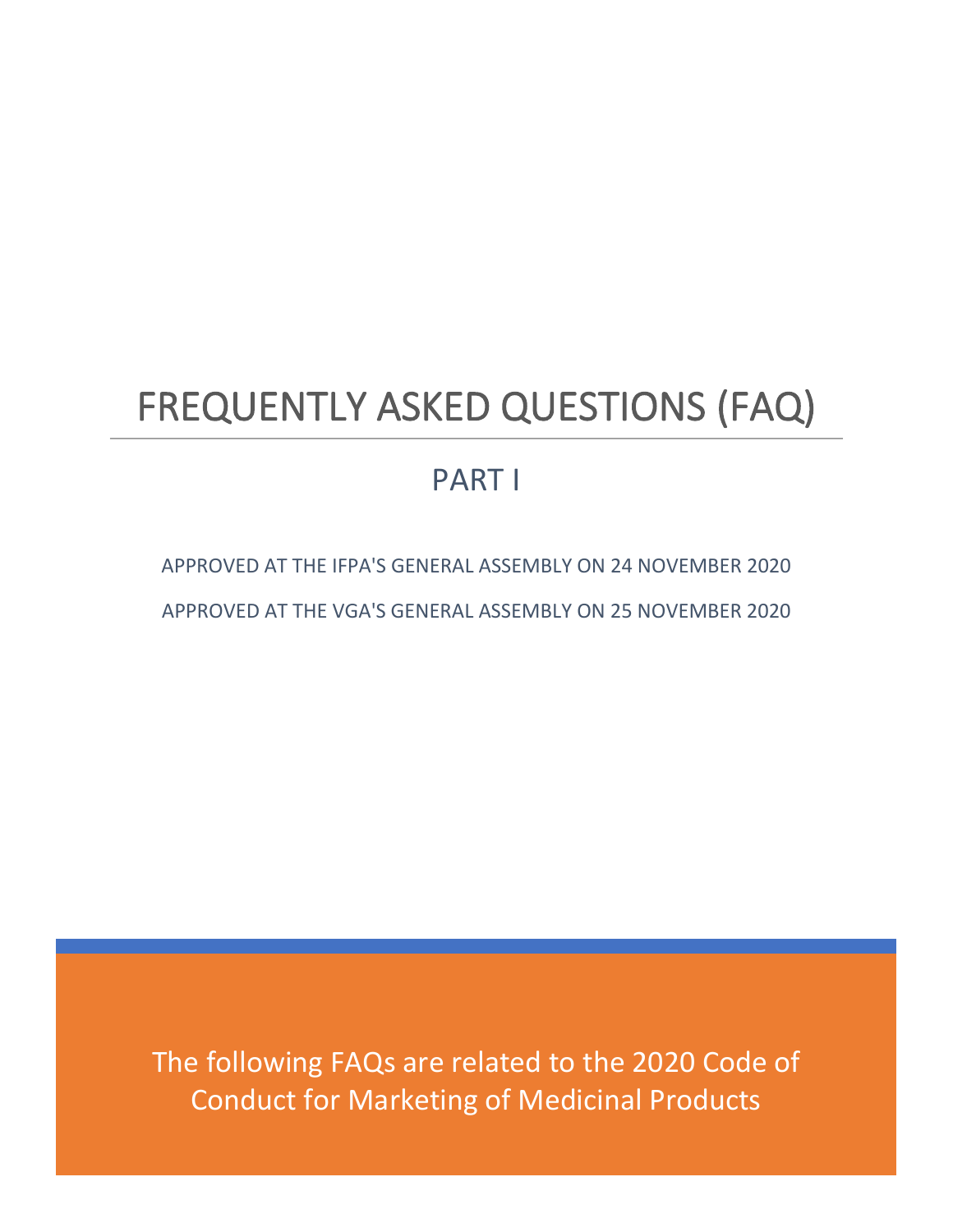# FREQUENTLY ASKED QUESTIONS (FAQ)

## PART I

APPROVED AT THE IFPA'S GENERAL ASSEMBLY ON 24 NOVEMBER 2020

APPROVED AT THE VGA'S GENERAL ASSEMBLY ON 25 NOVEMBER 2020

The following FAQs are related to the 2020 Code of Conduct for Marketing of Medicinal Products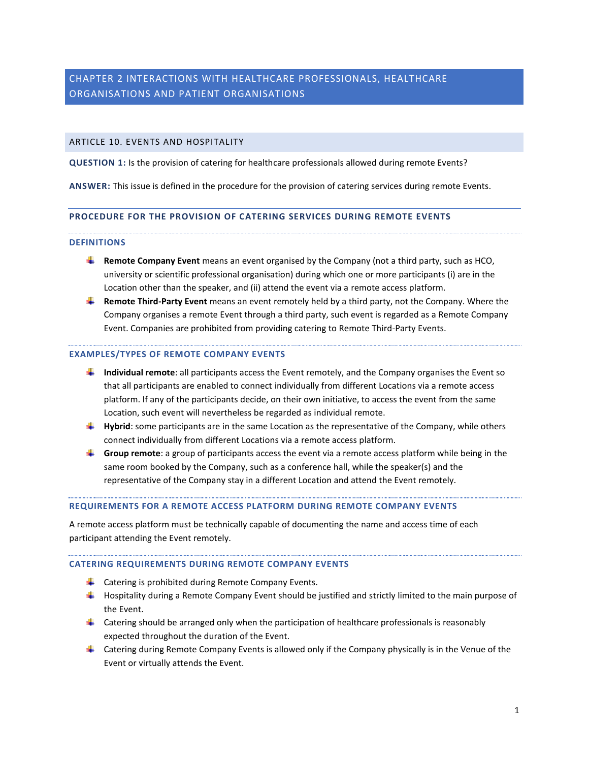## CHAPTER 2 INTERACTIONS WITH HEALTHCARE PROFESSIONALS, HEALTHCARE ORGANISATIONS AND PATIENT ORGANISATIONS

### ARTICLE 10. EVENTS AND HOSPITALITY

**QUESTION 1:** Is the provision of catering for healthcare professionals allowed during remote Events?

**ANSWER:** This issue is defined in the procedure for the provision of catering services during remote Events.

#### PROCEDURE FOR THE PROVISION OF CATERING SERVICES DURING REMOTE EVENTS

##### DEFINITIONS

- **Remote Company Event** means an event organised by the Company (not a third party, such as HCO, university or scientific professional organisation) during which one or more participants (i) are in the Location other than the speaker, and (ii) attend the event via a remote access platform.
- **Remote Third-Party Event** means an event remotely held by a third party, not the Company. Where the Company organises a remote Event through a third party, such event is regarded as a Remote Company Event. Companies are prohibited from providing catering to Remote Third-Party Events.

##### EXAMPLES/TYPES OF REMOTE COMPANY EVENTS

- **Individual remote**: all participants access the Event remotely, and the Company organises the Event so that all participants are enabled to connect individually from different Locations via a remote access platform. If any of the participants decide, on their own initiative, to access the event from the same Location, such event will nevertheless be regarded as individual remote.
- **Hybrid**: some participants are in the same Location as the representative of the Company, while others connect individually from different Locations via a remote access platform.
- **Group remote**: a group of participants access the event via a remote access platform while being in the same room booked by the Company, such as a conference hall, while the speaker(s) and the representative of the Company stay in a different Location and attend the Event remotely.

##### REQUIREMENTS FOR A REMOTE ACCESS PLATFORM DURING REMOTE COMPANY EVENTS

A remote access platform must be technically capable of documenting the name and access time of each participant attending the Event remotely.

##### CATERING REQUIREMENTS DURING REMOTE COMPANY EVENTS

- Catering is prohibited during Remote Company Events.
- Hospitality during a Remote Company Event should be justified and strictly limited to the main purpose of the Event.
- Catering should be arranged only when the participation of healthcare professionals is reasonably expected throughout the duration of the Event.
- Catering during Remote Company Events is allowed only if the Company physically is in the Venue of the Event or virtually attends the Event.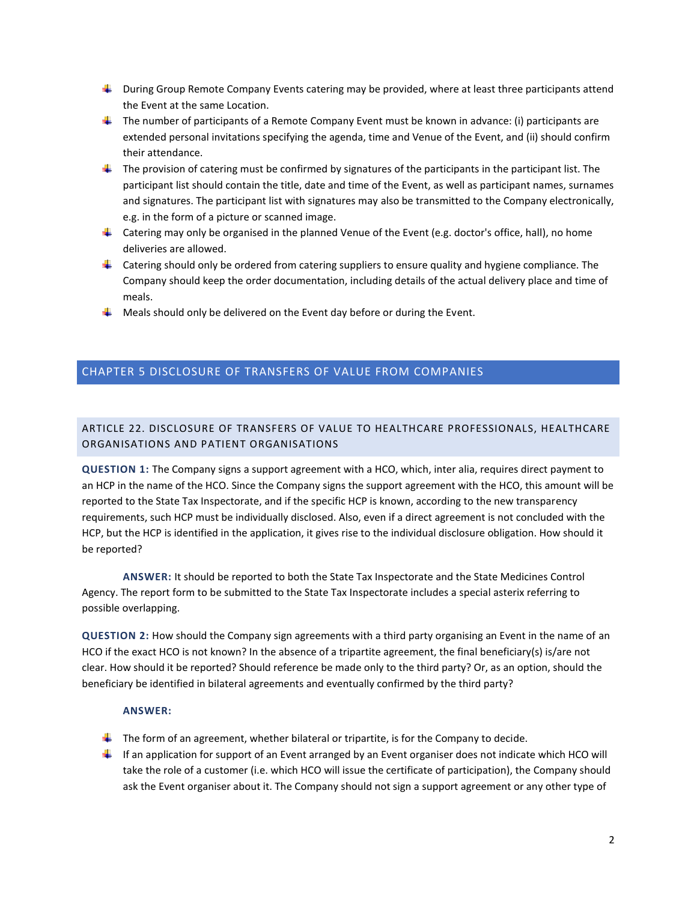- During Group Remote Company Events catering may be provided, where at least three participants attend the Event at the same Location.
- The number of participants of a Remote Company Event must be known in advance: (i) participants are extended personal invitations specifying the agenda, time and Venue of the Event, and (ii) should confirm their attendance.
- The provision of catering must be confirmed by signatures of the participants in the participant list. The participant list should contain the title, date and time of the Event, as well as participant names, surnames and signatures. The participant list with signatures may also be transmitted to the Company electronically, e.g. in the form of a picture or scanned image.
- Catering may only be organised in the planned Venue of the Event (e.g. doctor's office, hall), no home deliveries are allowed.
- Catering should only be ordered from catering suppliers to ensure quality and hygiene compliance. The Company should keep the order documentation, including details of the actual delivery place and time of meals.
- Meals should only be delivered on the Event day before or during the Event.

## CHAPTER 5 DISCLOSURE OF TRANSFERS OF VALUE FROM COMPANIES

### ARTICLE 22. DISCLOSURE OF TRANSFERS OF VALUE TO HEALTHCARE PROFESSIONALS, HEALTHCARE ORGANISATIONS AND PATIENT ORGANISATIONS

**QUESTION 1:** The Company signs a support agreement with a HCO, which, inter alia, requires direct payment to an HCP in the name of the HCO. Since the Company signs the support agreement with the HCO, this amount will be reported to the State Tax Inspectorate, and if the specific HCP is known, according to the new transparency requirements, such HCP must be individually disclosed. Also, even if a direct agreement is not concluded with the HCP, but the HCP is identified in the application, it gives rise to the individual disclosure obligation. How should it be reported?

**ANSWER:** It should be reported to both the State Tax Inspectorate and the State Medicines Control Agency. The report form to be submitted to the State Tax Inspectorate includes a special asterix referring to possible overlapping.

**QUESTION 2:** How should the Company sign agreements with a third party organising an Event in the name of an HCO if the exact HCO is not known? In the absence of a tripartite agreement, the final beneficiary(s) is/are not clear. How should it be reported? Should reference be made only to the third party? Or, as an option, should the beneficiary be identified in bilateral agreements and eventually confirmed by the third party?

**ANSWER:**

- The form of an agreement, whether bilateral or tripartite, is for the Company to decide.
- If an application for support of an Event arranged by an Event organiser does not indicate which HCO will take the role of a customer (i.e. which HCO will issue the certificate of participation), the Company should ask the Event organiser about it. The Company should not sign a support agreement or any other type of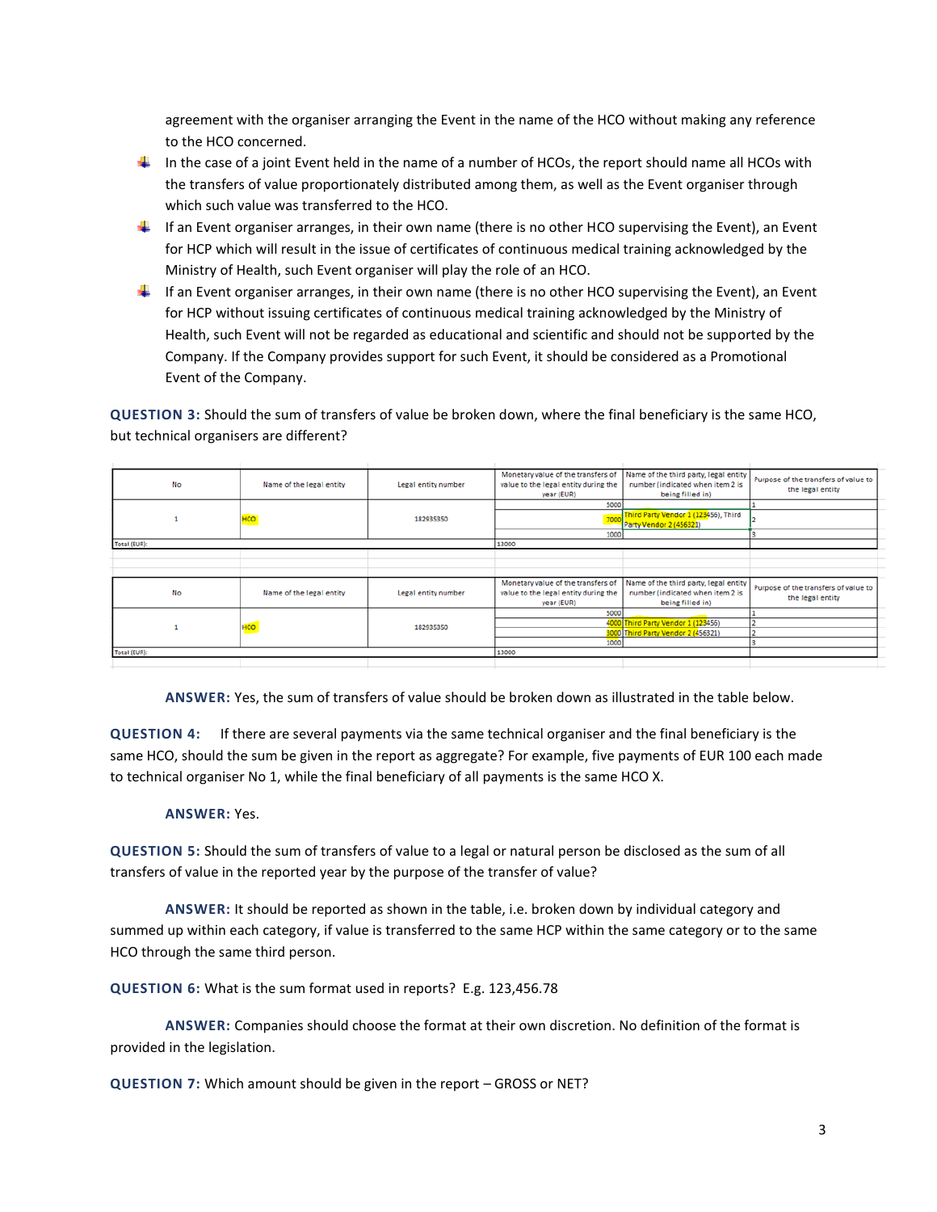agreement with the organiser arranging the Event in the name of the HCO without making any reference to the HCO concerned.

- In the case of a joint Event held in the name of a number of HCOs, the report should name all HCOs with the transfers of value proportionately distributed among them, as well as the Event organiser through which such value was transferred to the HCO.
- If an Event organiser arranges, in their own name (there is no other HCO supervising the Event), an Event for HCP which will result in the issue of certificates of continuous medical training acknowledged by the Ministry of Health, such Event organiser will play the role of an HCO.
- If an Event organiser arranges, in their own name (there is no other HCO supervising the Event), an Event for HCP without issuing certificates of continuous medical training acknowledged by the Ministry of Health, such Event will not be regarded as educational and scientific and should not be supported by the Company. If the Company provides support for such Event, it should be considered as a Promotional Event of the Company.

**QUESTION 3:** Should the sum of transfers of value be broken down, where the final beneficiary is the same HCO, but technical organisers are different?

| No | Name of the legal entity | Legal entity number | Monetary value of the transfers of value to the legal entity during the year (EUR) | Name of the third party, legal entity number (indicated when item 2 is being filled in) | Purpose of the transfers of value to the legal entity |
|---|---|---|---|---|---|
| 1 | HCO | 182935350 | 5000 | | 1 |
| | | | 7000 | Third Party Vendor 1 (123456), Third Party Vendor 2 (456321) | 2 |
| | | | 1000 | | 3 |
| Total (EUR): | | | 13000 | | |

| No | Name of the legal entity | Legal entity number | Monetary value of the transfers of value to the legal entity during the year (EUR) | Name of the third party, legal entity number (indicated when item 2 is being filled in) | Purpose of the transfers of value to the legal entity |
|---|---|---|---|---|---|
| 1 | HCO | 182935350 | 5000 | | 1 |
| | | | 4000 | Third Party Vendor 1 (123456) | 2 |
| | | | 3000 | Third Party Vendor 2 (456321) | 2 |
| | | | 1000 | | 3 |
| Total (EUR): | | | 13000 | | |

**ANSWER:** Yes, the sum of transfers of value should be broken down as illustrated in the table below.

**QUESTION 4:** If there are several payments via the same technical organiser and the final beneficiary is the same HCO, should the sum be given in the report as aggregate? For example, five payments of EUR 100 each made to technical organiser No 1, while the final beneficiary of all payments is the same HCO X.

**ANSWER:** Yes.

**QUESTION 5:** Should the sum of transfers of value to a legal or natural person be disclosed as the sum of all transfers of value in the reported year by the purpose of the transfer of value?

**ANSWER:** It should be reported as shown in the table, i.e. broken down by individual category and summed up within each category, if value is transferred to the same HCP within the same category or to the same HCO through the same third person.

**QUESTION 6:** What is the sum format used in reports? E.g. 123,456.78

**ANSWER:** Companies should choose the format at their own discretion. No definition of the format is provided in the legislation.

**QUESTION 7:** Which amount should be given in the report – GROSS or NET?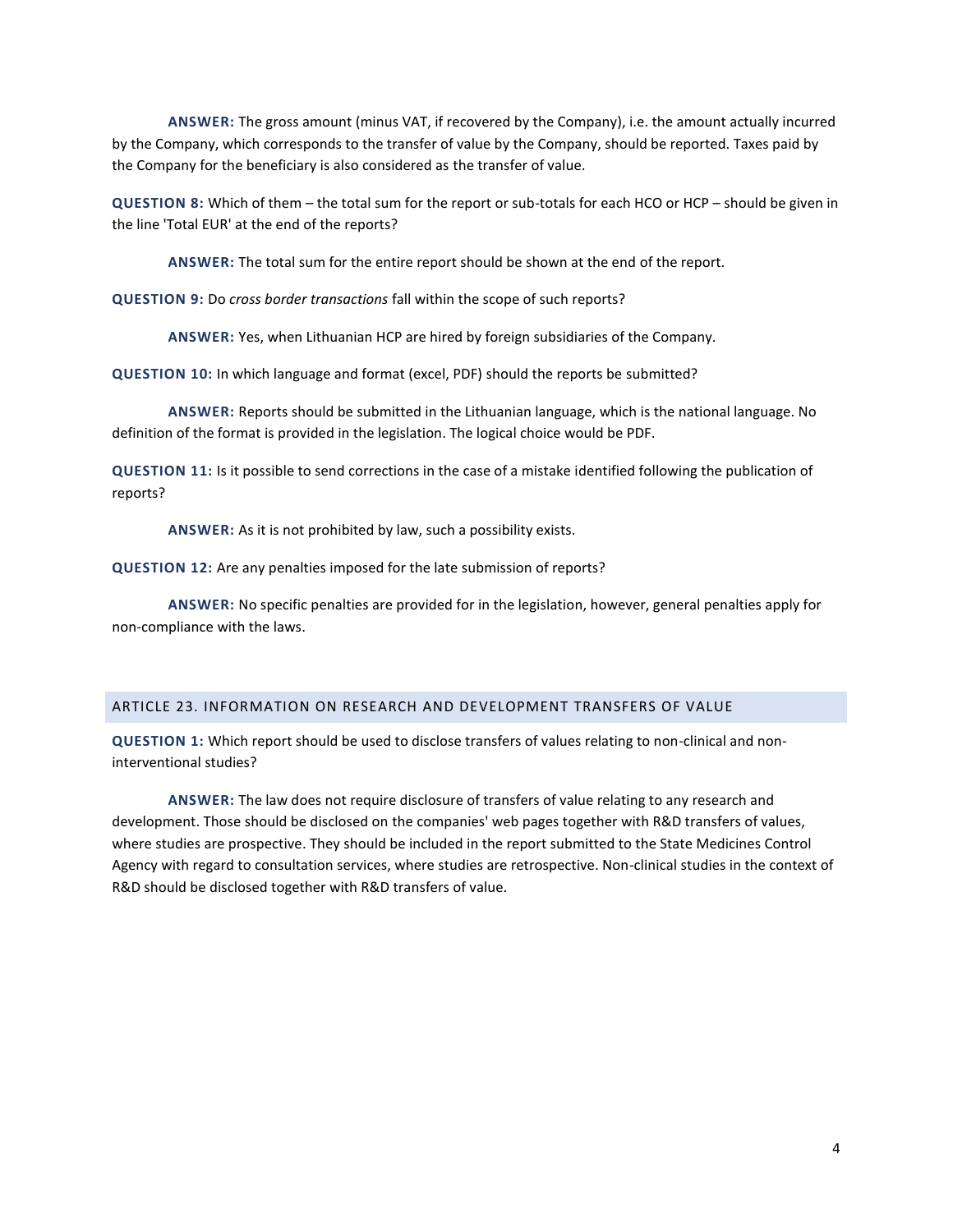**ANSWER:** The gross amount (minus VAT, if recovered by the Company), i.e. the amount actually incurred by the Company, which corresponds to the transfer of value by the Company, should be reported. Taxes paid by the Company for the beneficiary is also considered as the transfer of value.

**QUESTION 8:** Which of them – the total sum for the report or sub-totals for each HCO or HCP – should be given in the line 'Total EUR' at the end of the reports?

**ANSWER:** The total sum for the entire report should be shown at the end of the report.

**QUESTION 9:** Do *cross border transactions* fall within the scope of such reports?

**ANSWER:** Yes, when Lithuanian HCP are hired by foreign subsidiaries of the Company.

**QUESTION 10:** In which language and format (excel, PDF) should the reports be submitted?

**ANSWER:** Reports should be submitted in the Lithuanian language, which is the national language. No definition of the format is provided in the legislation. The logical choice would be PDF.

**QUESTION 11:** Is it possible to send corrections in the case of a mistake identified following the publication of reports?

**ANSWER:** As it is not prohibited by law, such a possibility exists.

**QUESTION 12:** Are any penalties imposed for the late submission of reports?

**ANSWER:** No specific penalties are provided for in the legislation, however, general penalties apply for non-compliance with the laws.

## ARTICLE 23. INFORMATION ON RESEARCH AND DEVELOPMENT TRANSFERS OF VALUE

**QUESTION 1:** Which report should be used to disclose transfers of values relating to non-clinical and non-interventional studies?

**ANSWER:** The law does not require disclosure of transfers of value relating to any research and development. Those should be disclosed on the companies' web pages together with R&D transfers of values, where studies are prospective. They should be included in the report submitted to the State Medicines Control Agency with regard to consultation services, where studies are retrospective. Non-clinical studies in the context of R&D should be disclosed together with R&D transfers of value.